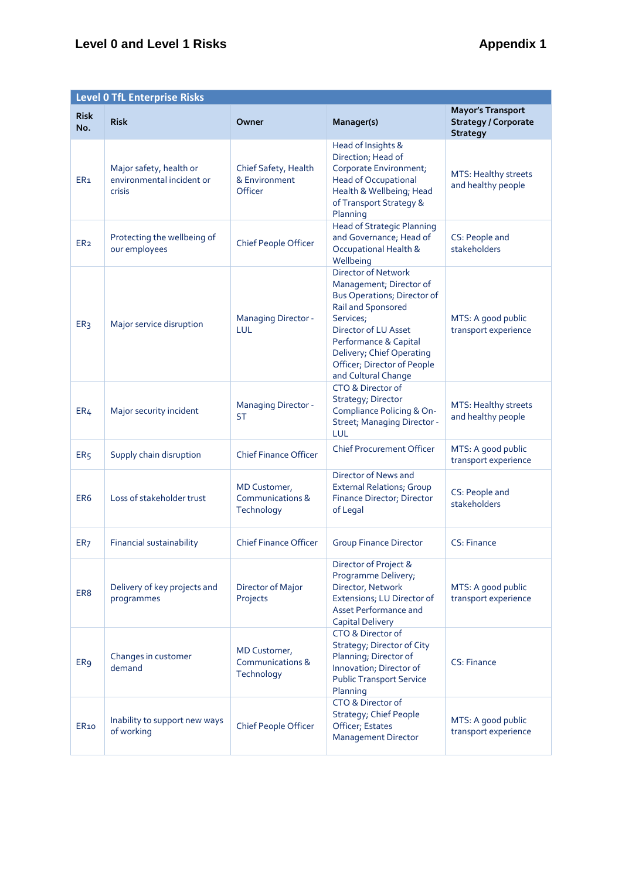# Level 0 and Level 1 Risks

**Appendix 1**

| Level 0 TfL Enterprise Risks | | | | |
|---|---|---|---|---|
| **Risk No.** | **Risk** | **Owner** | **Manager(s)** | **Mayor's Transport Strategy / Corporate Strategy** |
| ER1 | Major safety, health or environmental incident or crisis | Chief Safety, Health & Environment Officer | Head of Insights & Direction; Head of Corporate Environment; Head of Occupational Health & Wellbeing; Head of Transport Strategy & Planning | MTS: Healthy streets and healthy people |
| ER2 | Protecting the wellbeing of our employees | Chief People Officer | Head of Strategic Planning and Governance; Head of Occupational Health & Wellbeing | CS: People and stakeholders |
| ER3 | Major service disruption | Managing Director - LUL | Director of Network Management; Director of Bus Operations; Director of Rail and Sponsored Services; Director of LU Asset Performance & Capital Delivery; Chief Operating Officer; Director of People and Cultural Change | MTS: A good public transport experience |
| ER4 | Major security incident | Managing Director - ST | CTO & Director of Strategy; Director Compliance Policing & On-Street; Managing Director - LUL | MTS: Healthy streets and healthy people |
| ER5 | Supply chain disruption | Chief Finance Officer | Chief Procurement Officer | MTS: A good public transport experience |
| ER6 | Loss of stakeholder trust | MD Customer, Communications & Technology | Director of News and External Relations; Group Finance Director; Director of Legal | CS: People and stakeholders |
| ER7 | Financial sustainability | Chief Finance Officer | Group Finance Director | CS: Finance |
| ER8 | Delivery of key projects and programmes | Director of Major Projects | Director of Project & Programme Delivery; Director, Network Extensions; LU Director of Asset Performance and Capital Delivery | MTS: A good public transport experience |
| ER9 | Changes in customer demand | MD Customer, Communications & Technology | CTO & Director of Strategy; Director of City Planning; Director of Innovation; Director of Public Transport Service Planning | CS: Finance |
| ER10 | Inability to support new ways of working | Chief People Officer | CTO & Director of Strategy; Chief People Officer; Estates Management Director | MTS: A good public transport experience |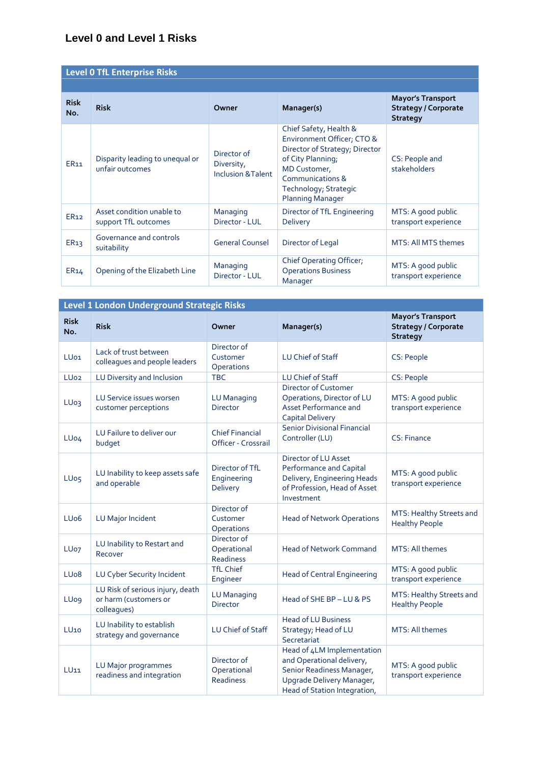## Level 0 and Level 1 Risks

| Level 0 TfL Enterprise Risks | | | | |
|---|---|---|---|---|
| **Risk No.** | **Risk** | **Owner** | **Manager(s)** | **Mayor's Transport Strategy / Corporate Strategy** |
| ER11 | Disparity leading to unequal or unfair outcomes | Director of Diversity, Inclusion &Talent | Chief Safety, Health & Environment Officer; CTO & Director of Strategy; Director of City Planning; MD Customer, Communications & Technology; Strategic Planning Manager | CS: People and stakeholders |
| ER12 | Asset condition unable to support TfL outcomes | Managing Director - LUL | Director of TfL Engineering Delivery | MTS: A good public transport experience |
| ER13 | Governance and controls suitability | General Counsel | Director of Legal | MTS: All MTS themes |
| ER14 | Opening of the Elizabeth Line | Managing Director - LUL | Chief Operating Officer; Operations Business Manager | MTS: A good public transport experience |

| Level 1 London Underground Strategic Risks | | | | |
|---|---|---|---|---|
| **Risk No.** | **Risk** | **Owner** | **Manager(s)** | **Mayor's Transport Strategy / Corporate Strategy** |
| LU01 | Lack of trust between colleagues and people leaders | Director of Customer Operations | LU Chief of Staff | CS: People |
| LU02 | LU Diversity and Inclusion | TBC | LU Chief of Staff | CS: People |
| LU03 | LU Service issues worsen customer perceptions | LU Managing Director | Director of Customer Operations, Director of LU Asset Performance and Capital Delivery | MTS: A good public transport experience |
| LU04 | LU Failure to deliver our budget | Chief Financial Officer - Crossrail | Senior Divisional Financial Controller (LU) | CS: Finance |
| LU05 | LU Inability to keep assets safe and operable | Director of TfL Engineering Delivery | Director of LU Asset Performance and Capital Delivery, Engineering Heads of Profession, Head of Asset Investment | MTS: A good public transport experience |
| LU06 | LU Major Incident | Director of Customer Operations | Head of Network Operations | MTS: Healthy Streets and Healthy People |
| LU07 | LU Inability to Restart and Recover | Director of Operational Readiness | Head of Network Command | MTS: All themes |
| LU08 | LU Cyber Security Incident | TfL Chief Engineer | Head of Central Engineering | MTS: A good public transport experience |
| LU09 | LU Risk of serious injury, death or harm (customers or colleagues) | LU Managing Director | Head of SHE BP – LU & PS | MTS: Healthy Streets and Healthy People |
| LU10 | LU Inability to establish strategy and governance | LU Chief of Staff | Head of LU Business Strategy; Head of LU Secretariat | MTS: All themes |
| LU11 | LU Major programmes readiness and integration | Director of Operational Readiness | Head of 4LM Implementation and Operational delivery, Senior Readiness Manager, Upgrade Delivery Manager, Head of Station Integration, | MTS: A good public transport experience |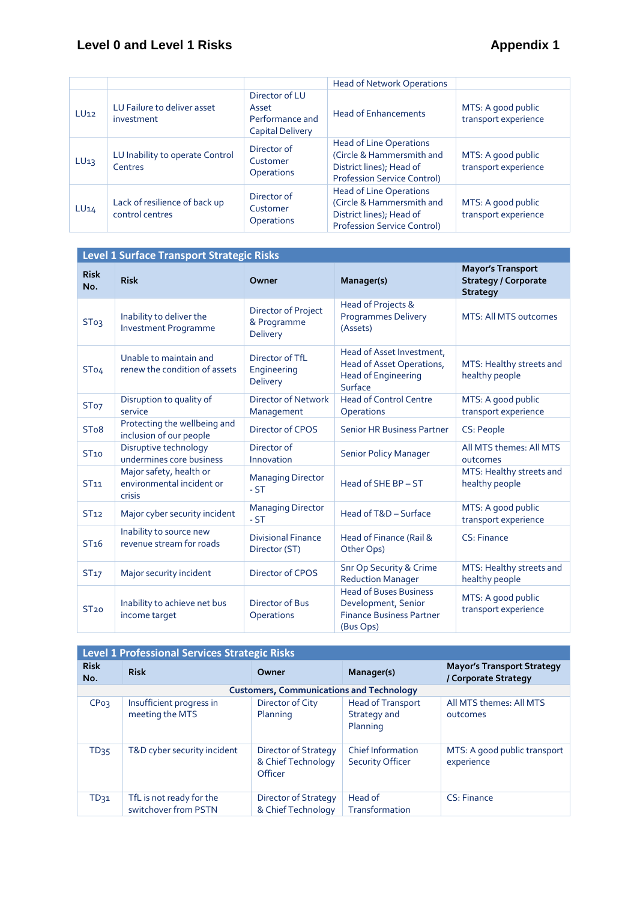| | | | Head of Network Operations | |
|---|---|---|---|---|
| LU12 | LU Failure to deliver asset investment | Director of LU Asset Performance and Capital Delivery | Head of Enhancements | MTS: A good public transport experience |
| LU13 | LU Inability to operate Control Centres | Director of Customer Operations | Head of Line Operations (Circle & Hammersmith and District lines); Head of Profession Service Control) | MTS: A good public transport experience |
| LU14 | Lack of resilience of back up control centres | Director of Customer Operations | Head of Line Operations (Circle & Hammersmith and District lines); Head of Profession Service Control) | MTS: A good public transport experience |

**Level 1 Surface Transport Strategic Risks**

| Risk No. | Risk | Owner | Manager(s) | Mayor's Transport Strategy / Corporate Strategy |
|---|---|---|---|---|
| ST03 | Inability to deliver the Investment Programme | Director of Project & Programme Delivery | Head of Projects & Programmes Delivery (Assets) | MTS: All MTS outcomes |
| ST04 | Unable to maintain and renew the condition of assets | Director of TfL Engineering Delivery | Head of Asset Investment, Head of Asset Operations, Head of Engineering Surface | MTS: Healthy streets and healthy people |
| ST07 | Disruption to quality of service | Director of Network Management | Head of Control Centre Operations | MTS: A good public transport experience |
| ST08 | Protecting the wellbeing and inclusion of our people | Director of CPOS | Senior HR Business Partner | CS: People |
| ST10 | Disruptive technology undermines core business | Director of Innovation | Senior Policy Manager | All MTS themes: All MTS outcomes |
| ST11 | Major safety, health or environmental incident or crisis | Managing Director - ST | Head of SHE BP – ST | MTS: Healthy streets and healthy people |
| ST12 | Major cyber security incident | Managing Director - ST | Head of T&D – Surface | MTS: A good public transport experience |
| ST16 | Inability to source new revenue stream for roads | Divisional Finance Director (ST) | Head of Finance (Rail & Other Ops) | CS: Finance |
| ST17 | Major security incident | Director of CPOS | Snr Op Security & Crime Reduction Manager | MTS: Healthy streets and healthy people |
| ST20 | Inability to achieve net bus income target | Director of Bus Operations | Head of Buses Business Development, Senior Finance Business Partner (Bus Ops) | MTS: A good public transport experience |

**Level 1 Professional Services Strategic Risks**

| Risk No. | Risk | Owner | Manager(s) | Mayor's Transport Strategy / Corporate Strategy |
|---|---|---|---|---|
| **Customers, Communications and Technology** | | | | |
| CP03 | Insufficient progress in meeting the MTS | Director of City Planning | Head of Transport Strategy and Planning | All MTS themes: All MTS outcomes |
| TD35 | T&D cyber security incident | Director of Strategy & Chief Technology Officer | Chief Information Security Officer | MTS: A good public transport experience |
| TD31 | TfL is not ready for the switchover from PSTN | Director of Strategy & Chief Technology | Head of Transformation | CS: Finance |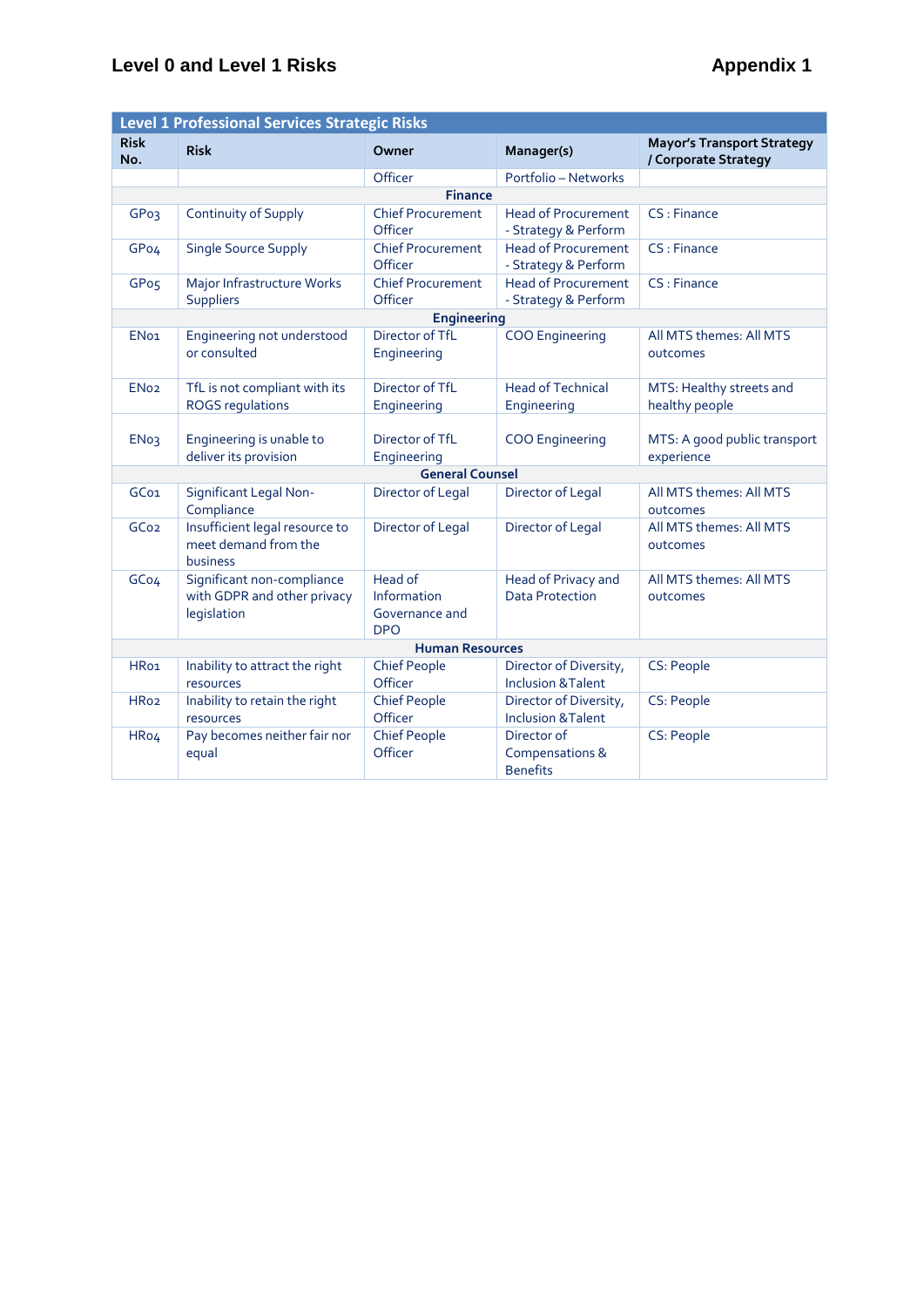## Level 0 and Level 1 Risks

## Appendix 1

| Level 1 Professional Services Strategic Risks | | | | |
|---|---|---|---|---|
| **Risk No.** | **Risk** | **Owner** | **Manager(s)** | **Mayor's Transport Strategy / Corporate Strategy** |
| | | Officer | Portfolio – Networks | |
| **Finance** | | | | |
| GP03 | Continuity of Supply | Chief Procurement Officer | Head of Procurement - Strategy & Perform | CS : Finance |
| GP04 | Single Source Supply | Chief Procurement Officer | Head of Procurement - Strategy & Perform | CS : Finance |
| GP05 | Major Infrastructure Works Suppliers | Chief Procurement Officer | Head of Procurement - Strategy & Perform | CS : Finance |
| **Engineering** | | | | |
| EN01 | Engineering not understood or consulted | Director of TfL Engineering | COO Engineering | All MTS themes: All MTS outcomes |
| EN02 | TfL is not compliant with its ROGS regulations | Director of TfL Engineering | Head of Technical Engineering | MTS: Healthy streets and healthy people |
| EN03 | Engineering is unable to deliver its provision | Director of TfL Engineering | COO Engineering | MTS: A good public transport experience |
| **General Counsel** | | | | |
| GC01 | Significant Legal Non-Compliance | Director of Legal | Director of Legal | All MTS themes: All MTS outcomes |
| GC02 | Insufficient legal resource to meet demand from the business | Director of Legal | Director of Legal | All MTS themes: All MTS outcomes |
| GC04 | Significant non-compliance with GDPR and other privacy legislation | Head of Information Governance and DPO | Head of Privacy and Data Protection | All MTS themes: All MTS outcomes |
| **Human Resources** | | | | |
| HR01 | Inability to attract the right resources | Chief People Officer | Director of Diversity, Inclusion &Talent | CS: People |
| HR02 | Inability to retain the right resources | Chief People Officer | Director of Diversity, Inclusion &Talent | CS: People |
| HR04 | Pay becomes neither fair nor equal | Chief People Officer | Director of Compensations & Benefits | CS: People |